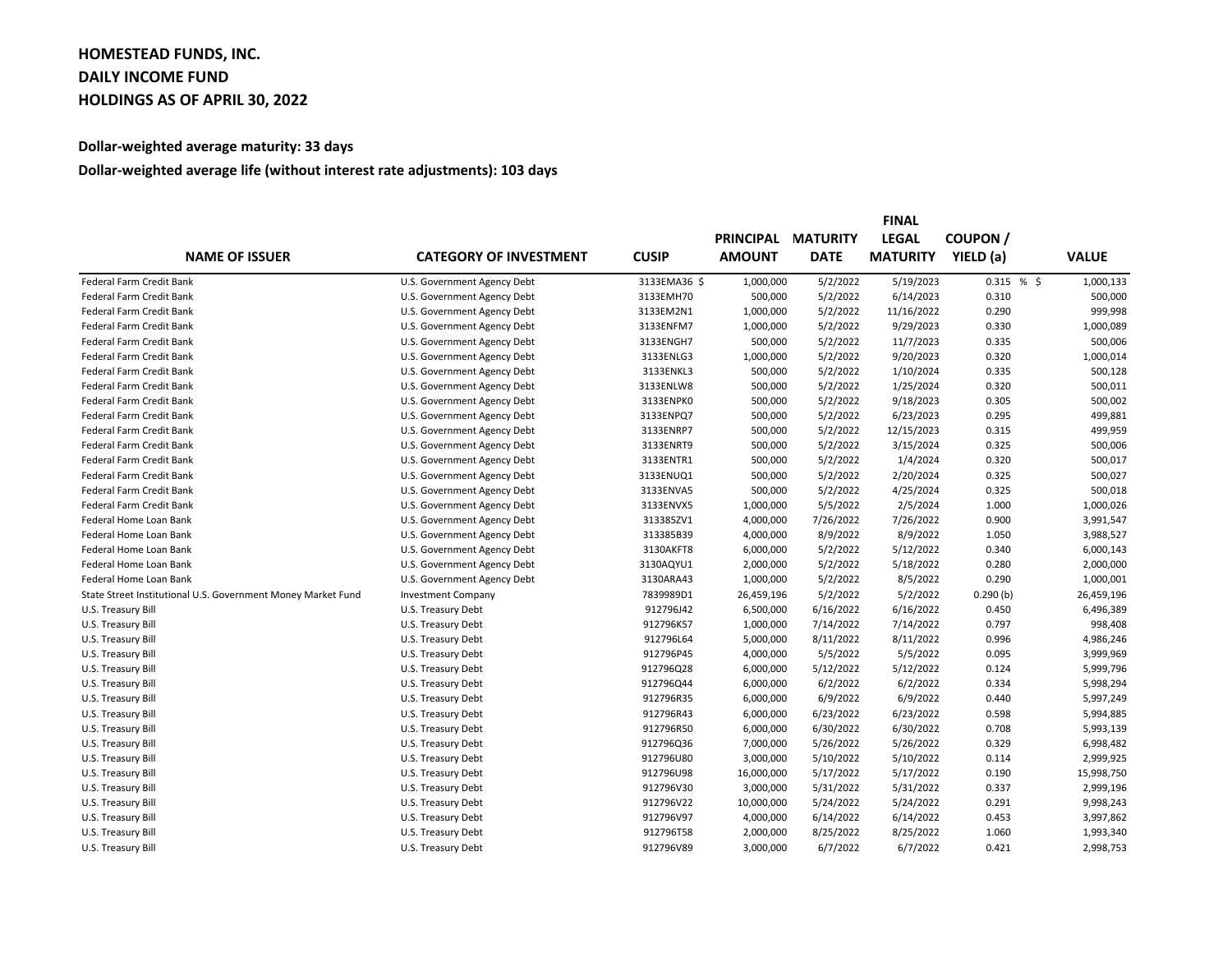**HOMESTEAD FUNDS, INC.**
**DAILY INCOME FUND**
**HOLDINGS AS OF APRIL 30, 2022**

**Dollar-weighted average maturity: 33 days**

**Dollar-weighted average life (without interest rate adjustments): 103 days**

| NAME OF ISSUER | CATEGORY OF INVESTMENT | CUSIP | PRINCIPAL AMOUNT | MATURITY DATE | FINAL LEGAL MATURITY | COUPON / YIELD (a) | VALUE |
|---|---|---|---|---|---|---|---|
| Federal Farm Credit Bank | U.S. Government Agency Debt | 3133EMA36 | $ 1,000,000 | 5/2/2022 | 5/19/2023 | 0.315 % | $ 1,000,133 |
| Federal Farm Credit Bank | U.S. Government Agency Debt | 3133EMH70 | 500,000 | 5/2/2022 | 6/14/2023 | 0.310 | 500,000 |
| Federal Farm Credit Bank | U.S. Government Agency Debt | 3133EM2N1 | 1,000,000 | 5/2/2022 | 11/16/2022 | 0.290 | 999,998 |
| Federal Farm Credit Bank | U.S. Government Agency Debt | 3133ENFM7 | 1,000,000 | 5/2/2022 | 9/29/2023 | 0.330 | 1,000,089 |
| Federal Farm Credit Bank | U.S. Government Agency Debt | 3133ENGH7 | 500,000 | 5/2/2022 | 11/7/2023 | 0.335 | 500,006 |
| Federal Farm Credit Bank | U.S. Government Agency Debt | 3133ENLG3 | 1,000,000 | 5/2/2022 | 9/20/2023 | 0.320 | 1,000,014 |
| Federal Farm Credit Bank | U.S. Government Agency Debt | 3133ENKL3 | 500,000 | 5/2/2022 | 1/10/2024 | 0.335 | 500,128 |
| Federal Farm Credit Bank | U.S. Government Agency Debt | 3133ENLW8 | 500,000 | 5/2/2022 | 1/25/2024 | 0.320 | 500,011 |
| Federal Farm Credit Bank | U.S. Government Agency Debt | 3133ENPK0 | 500,000 | 5/2/2022 | 9/18/2023 | 0.305 | 500,002 |
| Federal Farm Credit Bank | U.S. Government Agency Debt | 3133ENPQ7 | 500,000 | 5/2/2022 | 6/23/2023 | 0.295 | 499,881 |
| Federal Farm Credit Bank | U.S. Government Agency Debt | 3133ENRP7 | 500,000 | 5/2/2022 | 12/15/2023 | 0.315 | 499,959 |
| Federal Farm Credit Bank | U.S. Government Agency Debt | 3133ENRT9 | 500,000 | 5/2/2022 | 3/15/2024 | 0.325 | 500,006 |
| Federal Farm Credit Bank | U.S. Government Agency Debt | 3133ENTR1 | 500,000 | 5/2/2022 | 1/4/2024 | 0.320 | 500,017 |
| Federal Farm Credit Bank | U.S. Government Agency Debt | 3133ENUQ1 | 500,000 | 5/2/2022 | 2/20/2024 | 0.325 | 500,027 |
| Federal Farm Credit Bank | U.S. Government Agency Debt | 3133ENVA5 | 500,000 | 5/2/2022 | 4/25/2024 | 0.325 | 500,018 |
| Federal Farm Credit Bank | U.S. Government Agency Debt | 3133ENVX5 | 1,000,000 | 5/5/2022 | 2/5/2024 | 1.000 | 1,000,026 |
| Federal Home Loan Bank | U.S. Government Agency Debt | 313385ZV1 | 4,000,000 | 7/26/2022 | 7/26/2022 | 0.900 | 3,991,547 |
| Federal Home Loan Bank | U.S. Government Agency Debt | 313385B39 | 4,000,000 | 8/9/2022 | 8/9/2022 | 1.050 | 3,988,527 |
| Federal Home Loan Bank | U.S. Government Agency Debt | 3130AKFT8 | 6,000,000 | 5/2/2022 | 5/12/2022 | 0.340 | 6,000,143 |
| Federal Home Loan Bank | U.S. Government Agency Debt | 3130AQYU1 | 2,000,000 | 5/2/2022 | 5/18/2022 | 0.280 | 2,000,000 |
| Federal Home Loan Bank | U.S. Government Agency Debt | 3130ARA43 | 1,000,000 | 5/2/2022 | 8/5/2022 | 0.290 | 1,000,001 |
| State Street Institutional U.S. Government Money Market Fund | Investment Company | 7839989D1 | 26,459,196 | 5/2/2022 | 5/2/2022 | 0.290 (b) | 26,459,196 |
| U.S. Treasury Bill | U.S. Treasury Debt | 912796J42 | 6,500,000 | 6/16/2022 | 6/16/2022 | 0.450 | 6,496,389 |
| U.S. Treasury Bill | U.S. Treasury Debt | 912796K57 | 1,000,000 | 7/14/2022 | 7/14/2022 | 0.797 | 998,408 |
| U.S. Treasury Bill | U.S. Treasury Debt | 912796L64 | 5,000,000 | 8/11/2022 | 8/11/2022 | 0.996 | 4,986,246 |
| U.S. Treasury Bill | U.S. Treasury Debt | 912796P45 | 4,000,000 | 5/5/2022 | 5/5/2022 | 0.095 | 3,999,969 |
| U.S. Treasury Bill | U.S. Treasury Debt | 912796Q28 | 6,000,000 | 5/12/2022 | 5/12/2022 | 0.124 | 5,999,796 |
| U.S. Treasury Bill | U.S. Treasury Debt | 912796Q44 | 6,000,000 | 6/2/2022 | 6/2/2022 | 0.334 | 5,998,294 |
| U.S. Treasury Bill | U.S. Treasury Debt | 912796R35 | 6,000,000 | 6/9/2022 | 6/9/2022 | 0.440 | 5,997,249 |
| U.S. Treasury Bill | U.S. Treasury Debt | 912796R43 | 6,000,000 | 6/23/2022 | 6/23/2022 | 0.598 | 5,994,885 |
| U.S. Treasury Bill | U.S. Treasury Debt | 912796R50 | 6,000,000 | 6/30/2022 | 6/30/2022 | 0.708 | 5,993,139 |
| U.S. Treasury Bill | U.S. Treasury Debt | 912796Q36 | 7,000,000 | 5/26/2022 | 5/26/2022 | 0.329 | 6,998,482 |
| U.S. Treasury Bill | U.S. Treasury Debt | 912796U80 | 3,000,000 | 5/10/2022 | 5/10/2022 | 0.114 | 2,999,925 |
| U.S. Treasury Bill | U.S. Treasury Debt | 912796U98 | 16,000,000 | 5/17/2022 | 5/17/2022 | 0.190 | 15,998,750 |
| U.S. Treasury Bill | U.S. Treasury Debt | 912796V30 | 3,000,000 | 5/31/2022 | 5/31/2022 | 0.337 | 2,999,196 |
| U.S. Treasury Bill | U.S. Treasury Debt | 912796V22 | 10,000,000 | 5/24/2022 | 5/24/2022 | 0.291 | 9,998,243 |
| U.S. Treasury Bill | U.S. Treasury Debt | 912796V97 | 4,000,000 | 6/14/2022 | 6/14/2022 | 0.453 | 3,997,862 |
| U.S. Treasury Bill | U.S. Treasury Debt | 912796T58 | 2,000,000 | 8/25/2022 | 8/25/2022 | 1.060 | 1,993,340 |
| U.S. Treasury Bill | U.S. Treasury Debt | 912796V89 | 3,000,000 | 6/7/2022 | 6/7/2022 | 0.421 | 2,998,753 |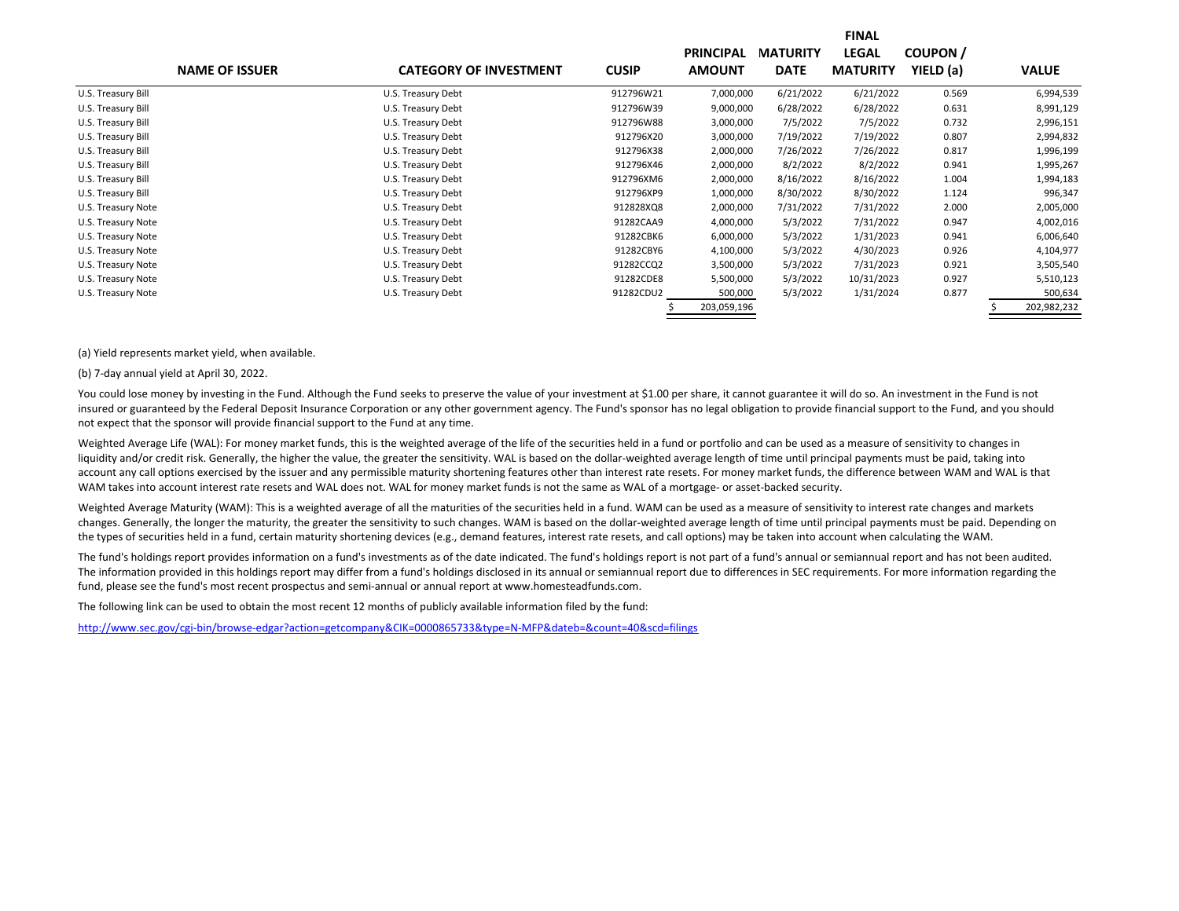| NAME OF ISSUER | CATEGORY OF INVESTMENT | CUSIP | PRINCIPAL AMOUNT | MATURITY DATE | FINAL LEGAL MATURITY | COUPON / YIELD (a) | VALUE |
|---|---|---|---|---|---|---|---|
| U.S. Treasury Bill | U.S. Treasury Debt | 912796W21 | 7,000,000 | 6/21/2022 | 6/21/2022 | 0.569 | 6,994,539 |
| U.S. Treasury Bill | U.S. Treasury Debt | 912796W39 | 9,000,000 | 6/28/2022 | 6/28/2022 | 0.631 | 8,991,129 |
| U.S. Treasury Bill | U.S. Treasury Debt | 912796W88 | 3,000,000 | 7/5/2022 | 7/5/2022 | 0.732 | 2,996,151 |
| U.S. Treasury Bill | U.S. Treasury Debt | 912796X20 | 3,000,000 | 7/19/2022 | 7/19/2022 | 0.807 | 2,994,832 |
| U.S. Treasury Bill | U.S. Treasury Debt | 912796X38 | 2,000,000 | 7/26/2022 | 7/26/2022 | 0.817 | 1,996,199 |
| U.S. Treasury Bill | U.S. Treasury Debt | 912796X46 | 2,000,000 | 8/2/2022 | 8/2/2022 | 0.941 | 1,995,267 |
| U.S. Treasury Bill | U.S. Treasury Debt | 912796XM6 | 2,000,000 | 8/16/2022 | 8/16/2022 | 1.004 | 1,994,183 |
| U.S. Treasury Bill | U.S. Treasury Debt | 912796XP9 | 1,000,000 | 8/30/2022 | 8/30/2022 | 1.124 | 996,347 |
| U.S. Treasury Note | U.S. Treasury Debt | 912828XQ8 | 2,000,000 | 7/31/2022 | 7/31/2022 | 2.000 | 2,005,000 |
| U.S. Treasury Note | U.S. Treasury Debt | 91282CAA9 | 4,000,000 | 5/3/2022 | 7/31/2022 | 0.947 | 4,002,016 |
| U.S. Treasury Note | U.S. Treasury Debt | 91282CBK6 | 6,000,000 | 5/3/2022 | 1/31/2023 | 0.941 | 6,006,640 |
| U.S. Treasury Note | U.S. Treasury Debt | 91282CBY6 | 4,100,000 | 5/3/2022 | 4/30/2023 | 0.926 | 4,104,977 |
| U.S. Treasury Note | U.S. Treasury Debt | 91282CCQ2 | 3,500,000 | 5/3/2022 | 7/31/2023 | 0.921 | 3,505,540 |
| U.S. Treasury Note | U.S. Treasury Debt | 91282CDE8 | 5,500,000 | 5/3/2022 | 10/31/2023 | 0.927 | 5,510,123 |
| U.S. Treasury Note | U.S. Treasury Debt | 91282CDU2 | 500,000 | 5/3/2022 | 1/31/2024 | 0.877 | 500,634 |
| | | | $ 203,059,196 | | | | $ 202,982,232 |

(a) Yield represents market yield, when available.

(b) 7-day annual yield at April 30, 2022.

You could lose money by investing in the Fund. Although the Fund seeks to preserve the value of your investment at $1.00 per share, it cannot guarantee it will do so. An investment in the Fund is not insured or guaranteed by the Federal Deposit Insurance Corporation or any other government agency. The Fund's sponsor has no legal obligation to provide financial support to the Fund, and you should not expect that the sponsor will provide financial support to the Fund at any time.

Weighted Average Life (WAL): For money market funds, this is the weighted average of the life of the securities held in a fund or portfolio and can be used as a measure of sensitivity to changes in liquidity and/or credit risk. Generally, the higher the value, the greater the sensitivity. WAL is based on the dollar-weighted average length of time until principal payments must be paid, taking into account any call options exercised by the issuer and any permissible maturity shortening features other than interest rate resets. For money market funds, the difference between WAM and WAL is that WAM takes into account interest rate resets and WAL does not. WAL for money market funds is not the same as WAL of a mortgage- or asset-backed security.

Weighted Average Maturity (WAM): This is a weighted average of all the maturities of the securities held in a fund. WAM can be used as a measure of sensitivity to interest rate changes and markets changes. Generally, the longer the maturity, the greater the sensitivity to such changes. WAM is based on the dollar-weighted average length of time until principal payments must be paid. Depending on the types of securities held in a fund, certain maturity shortening devices (e.g., demand features, interest rate resets, and call options) may be taken into account when calculating the WAM.

The fund's holdings report provides information on a fund's investments as of the date indicated. The fund's holdings report is not part of a fund's annual or semiannual report and has not been audited. The information provided in this holdings report may differ from a fund's holdings disclosed in its annual or semiannual report due to differences in SEC requirements. For more information regarding the fund, please see the fund's most recent prospectus and semi-annual or annual report at www.homesteadfunds.com.

The following link can be used to obtain the most recent 12 months of publicly available information filed by the fund:

http://www.sec.gov/cgi-bin/browse-edgar?action=getcompany&CIK=0000865733&type=N-MFP&dateb=&count=40&scd=filings